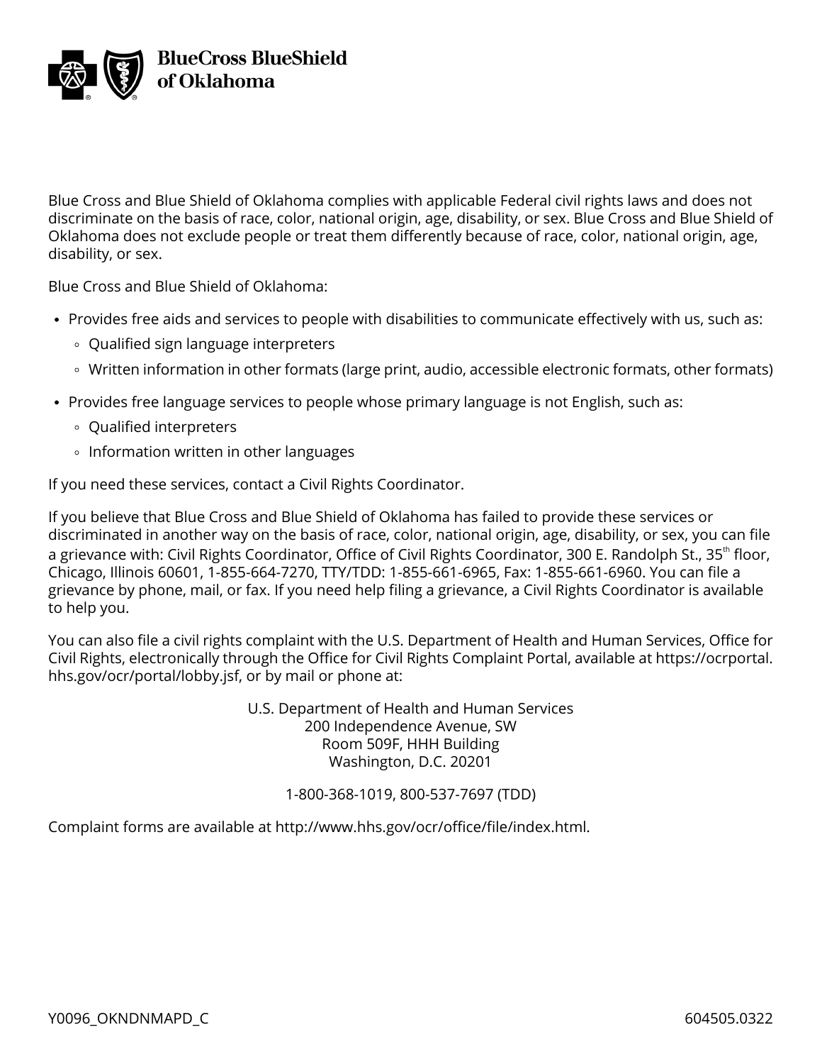**BlueCross BlueShield of Oklahoma**

Blue Cross and Blue Shield of Oklahoma complies with applicable Federal civil rights laws and does not discriminate on the basis of race, color, national origin, age, disability, or sex. Blue Cross and Blue Shield of Oklahoma does not exclude people or treat them differently because of race, color, national origin, age, disability, or sex.

Blue Cross and Blue Shield of Oklahoma:

- Provides free aids and services to people with disabilities to communicate effectively with us, such as:
  - Qualified sign language interpreters
  - Written information in other formats (large print, audio, accessible electronic formats, other formats)
- Provides free language services to people whose primary language is not English, such as:
  - Qualified interpreters
  - Information written in other languages

If you need these services, contact a Civil Rights Coordinator.

If you believe that Blue Cross and Blue Shield of Oklahoma has failed to provide these services or discriminated in another way on the basis of race, color, national origin, age, disability, or sex, you can file a grievance with: Civil Rights Coordinator, Office of Civil Rights Coordinator, 300 E. Randolph St., 35th floor, Chicago, Illinois 60601, 1-855-664-7270, TTY/TDD: 1-855-661-6965, Fax: 1-855-661-6960. You can file a grievance by phone, mail, or fax. If you need help filing a grievance, a Civil Rights Coordinator is available to help you.

You can also file a civil rights complaint with the U.S. Department of Health and Human Services, Office for Civil Rights, electronically through the Office for Civil Rights Complaint Portal, available at https://ocrportal.hhs.gov/ocr/portal/lobby.jsf, or by mail or phone at:

U.S. Department of Health and Human Services
200 Independence Avenue, SW
Room 509F, HHH Building
Washington, D.C. 20201

1-800-368-1019, 800-537-7697 (TDD)

Complaint forms are available at http://www.hhs.gov/ocr/office/file/index.html.

Y0096_OKNDNMAPD_C 604505.0322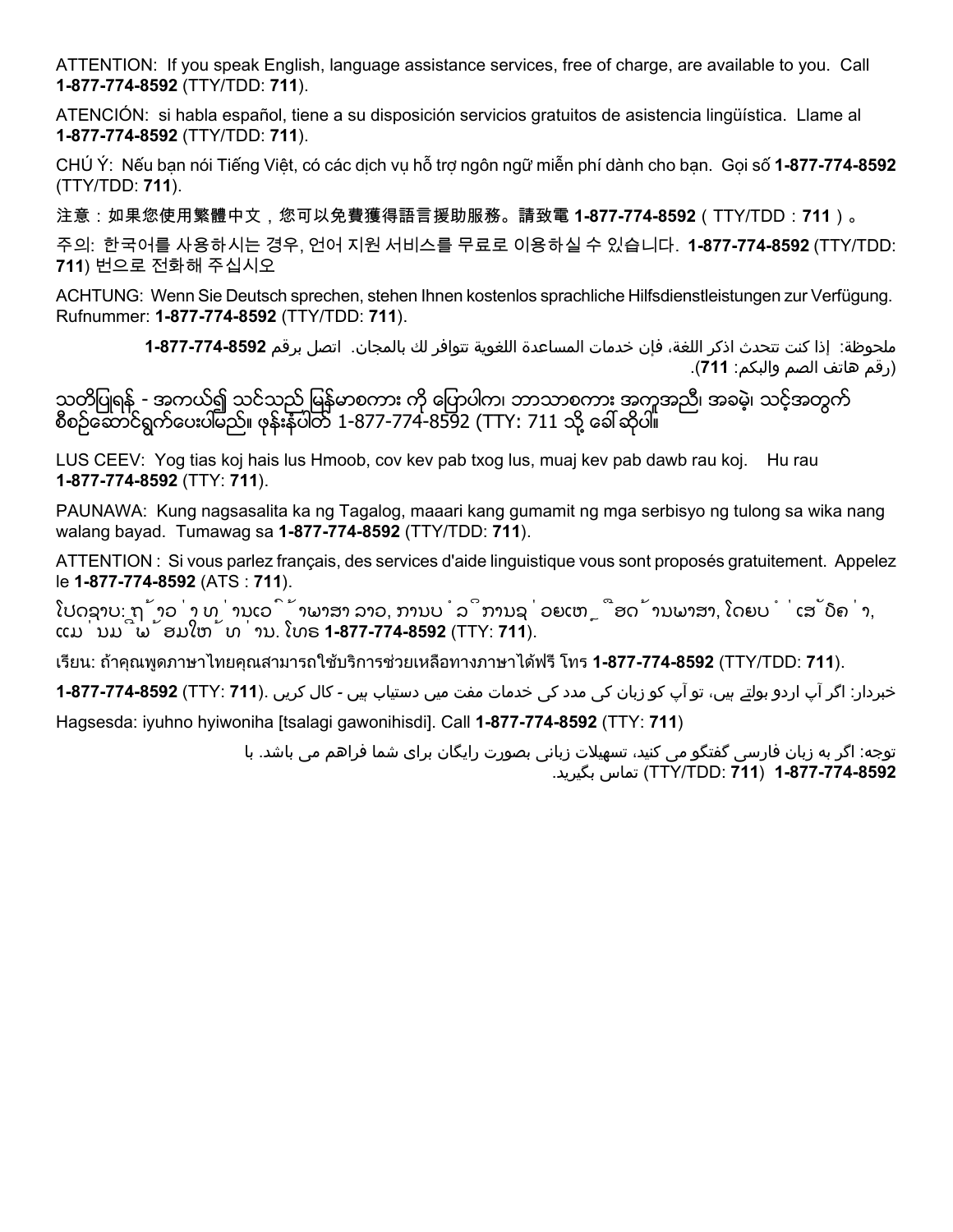ATTENTION: If you speak English, language assistance services, free of charge, are available to you. Call **1-877-774-8592** (TTY/TDD: **711**).

ATENCIÓN: si habla español, tiene a su disposición servicios gratuitos de asistencia lingüística. Llame al **1-877-774-8592** (TTY/TDD: **711**).

CHÚ Ý: Nếu bạn nói Tiếng Việt, có các dịch vụ hỗ trợ ngôn ngữ miễn phí dành cho bạn. Gọi số **1-877-774-8592** (TTY/TDD: **711**).

注意：如果您使用繁體中文，您可以免費獲得語言援助服務。請致電 **1-877-774-8592**（TTY/TDD：**711**）。

주의: 한국어를 사용하시는 경우, 언어 지원 서비스를 무료로 이용하실 수 있습니다. **1-877-774-8592** (TTY/TDD: **711**) 번으로 전화해 주십시오

ACHTUNG: Wenn Sie Deutsch sprechen, stehen Ihnen kostenlos sprachliche Hilfsdienstleistungen zur Verfügung. Rufnummer: **1-877-774-8592** (TTY/TDD: **711**).

ملحوظة: إذا كنت تتحدث اذكر اللغة، فإن خدمات المساعدة اللغوية تتوافر لك بالمجان. اتصل برقم **1-877-774-8592** (رقم هاتف الصم والبكم: **711**).

သတိပြုရန် - အကယ်၍ သင်သည် မြန်မာစကား ကို ပြောပါက၊ ဘာသာစကား အကူအညီ၊ အခမဲ့၊ သင့်အတွက် စီစဉ်ဆောင်ရွက်ပေးပါမည်။ ဖုန်းနံပါတ် 1-877-774-8592 (TTY: 711 သို့ ခေါ်ဆိုပါ။

LUS CEEV: Yog tias koj hais lus Hmoob, cov kev pab txog lus, muaj kev pab dawb rau koj. Hu rau **1-877-774-8592** (TTY: **711**).

PAUNAWA: Kung nagsasalita ka ng Tagalog, maaari kang gumamit ng mga serbisyo ng tulong sa wika nang walang bayad. Tumawag sa **1-877-774-8592** (TTY/TDD: **711**).

ATTENTION : Si vous parlez français, des services d'aide linguistique vous sont proposés gratuitement. Appelez le **1-877-774-8592** (ATS : **711**).

ໂປດຊາບ: ຖ້າວ່າ ທ່ານເວົ້າພາສາ ລາວ, ການບໍລິການຊ່ວຍເຫຼືອດ້ານພາສາ, ໂດຍບໍ່ເສັຽຄ່າ, ແມ່ນມີພ້ອມໃຫ້ທ່ານ. ໂທຣ **1-877-774-8592** (TTY: **711**).

เรียน: ถ้าคุณพูดภาษาไทยคุณสามารถใช้บริการช่วยเหลือทางภาษาได้ฟรี โทร **1-877-774-8592** (TTY/TDD: **711**).

خبردار: اگر آپ اردو بولتے ہیں، تو آپ کو زبان کی مدد کی خدمات مفت میں دستیاب ہیں - کال کریں **1-877-774-8592** (TTY: **711**).

Hagsesda: iyuhno hyiwoniha [tsalagi gawonihisdi]. Call **1-877-774-8592** (TTY: **711**)

توجه: اگر به زبان فارسی گفتگو می کنید، تسهیلات زبانی بصورت رایگان برای شما فراهم می باشد. با **1-877-774-8592** (TTY/TDD: **711**) تماس بگیرید.